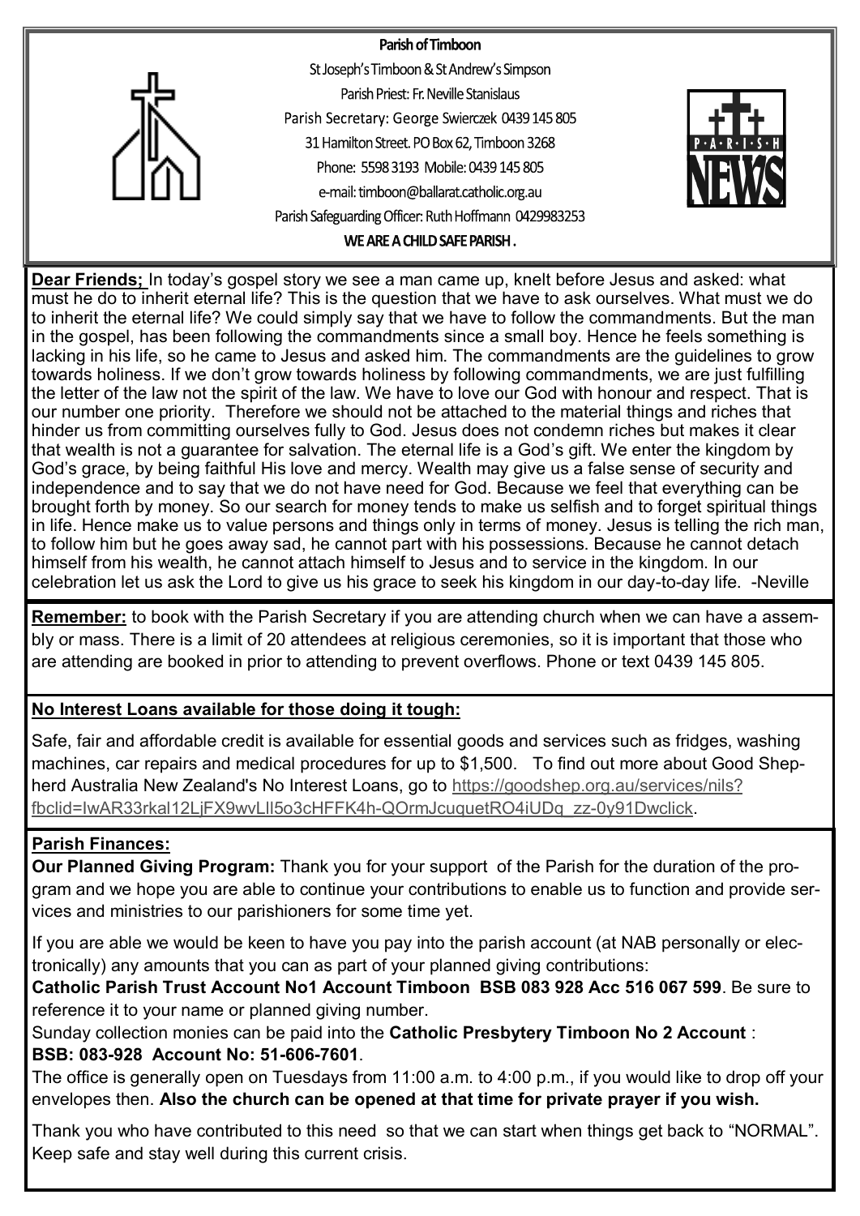**Parish of Timboon**

St Joseph's Timboon & St Andrew's Simpson

Parish Priest: Fr. Neville Stanislaus

Parish Secretary: George Swierczek 0439 145 805

31 Hamilton Street. PO Box 62, Timboon 3268

Phone: 5598 3193 Mobile: 0439 145 805

e-mail: timboon@ballarat.catholic.org.au

Parish Safeguarding Officer: Ruth Hoffmann 0429983253

**WE ARE A CHILD SAFE PARISH .**

**Dear Friends;** In today's gospel story we see a man came up, knelt before Jesus and asked: what must he do to inherit eternal life? This is the question that we have to ask ourselves. What must we do to inherit the eternal life? We could simply say that we have to follow the commandments. But the man in the gospel, has been following the commandments since a small boy. Hence he feels something is lacking in his life, so he came to Jesus and asked him. The commandments are the guidelines to grow towards holiness. If we don't grow towards holiness by following commandments, we are just fulfilling the letter of the law not the spirit of the law. We have to love our God with honour and respect. That is our number one priority. Therefore we should not be attached to the material things and riches that hinder us from committing ourselves fully to God. Jesus does not condemn riches but makes it clear that wealth is not a guarantee for salvation. The eternal life is a God's gift. We enter the kingdom by God's grace, by being faithful His love and mercy. Wealth may give us a false sense of security and independence and to say that we do not have need for God. Because we feel that everything can be brought forth by money. So our search for money tends to make us selfish and to forget spiritual things in life. Hence make us to value persons and things only in terms of money. Jesus is telling the rich man, to follow him but he goes away sad, he cannot part with his possessions. Because he cannot detach himself from his wealth, he cannot attach himself to Jesus and to service in the kingdom. In our celebration let us ask the Lord to give us his grace to seek his kingdom in our day-to-day life. -Neville

**Remember:** to book with the Parish Secretary if you are attending church when we can have a assembly or mass. There is a limit of 20 attendees at religious ceremonies, so it is important that those who are attending are booked in prior to attending to prevent overflows. Phone or text 0439 145 805.

**No Interest Loans available for those doing it tough:**

Safe, fair and affordable credit is available for essential goods and services such as fridges, washing machines, car repairs and medical procedures for up to $1,500. To find out more about Good Shepherd Australia New Zealand's No Interest Loans, go to https://goodshep.org.au/services/nils?fbclid=IwAR33rkal12LjFX9wvLlI5o3cHFFK4h-QOrmJcuquetRO4iUDq_zz-0y91Dwclick.

**Parish Finances:**

**Our Planned Giving Program:** Thank you for your support of the Parish for the duration of the program and we hope you are able to continue your contributions to enable us to function and provide services and ministries to our parishioners for some time yet.

If you are able we would be keen to have you pay into the parish account (at NAB personally or electronically) any amounts that you can as part of your planned giving contributions:
**Catholic Parish Trust Account No1 Account Timboon BSB 083 928 Acc 516 067 599**. Be sure to reference it to your name or planned giving number.

Sunday collection monies can be paid into the **Catholic Presbytery Timboon No 2 Account** :
**BSB: 083-928 Account No: 51-606-7601**.

The office is generally open on Tuesdays from 11:00 a.m. to 4:00 p.m., if you would like to drop off your envelopes then. **Also the church can be opened at that time for private prayer if you wish.**

Thank you who have contributed to this need so that we can start when things get back to "NORMAL". Keep safe and stay well during this current crisis.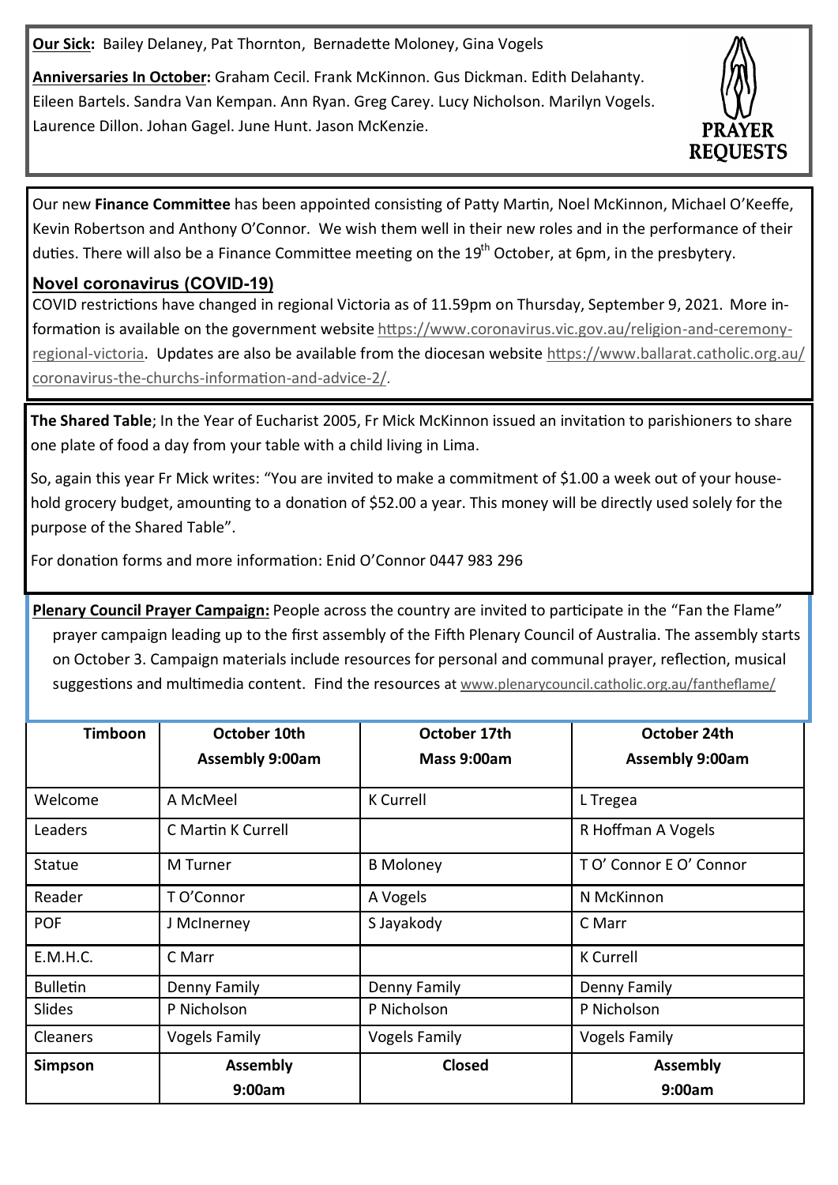**Our Sick:** Bailey Delaney, Pat Thornton, Bernadette Moloney, Gina Vogels

**Anniversaries In October:** Graham Cecil. Frank McKinnon. Gus Dickman. Edith Delahanty. Eileen Bartels. Sandra Van Kempan. Ann Ryan. Greg Carey. Lucy Nicholson. Marilyn Vogels. Laurence Dillon. Johan Gagel. June Hunt. Jason McKenzie.

PRAYER REQUESTS

Our new **Finance Committee** has been appointed consisting of Patty Martin, Noel McKinnon, Michael O'Keeffe, Kevin Robertson and Anthony O'Connor. We wish them well in their new roles and in the performance of their duties. There will also be a Finance Committee meeting on the 19th October, at 6pm, in the presbytery.

## Novel coronavirus (COVID-19)

COVID restrictions have changed in regional Victoria as of 11.59pm on Thursday, September 9, 2021. More information is available on the government website https://www.coronavirus.vic.gov.au/religion-and-ceremony-regional-victoria. Updates are also be available from the diocesan website https://www.ballarat.catholic.org.au/coronavirus-the-churchs-information-and-advice-2/.

**The Shared Table**; In the Year of Eucharist 2005, Fr Mick McKinnon issued an invitation to parishioners to share one plate of food a day from your table with a child living in Lima.

So, again this year Fr Mick writes: "You are invited to make a commitment of $1.00 a week out of your household grocery budget, amounting to a donation of $52.00 a year. This money will be directly used solely for the purpose of the Shared Table".

For donation forms and more information: Enid O'Connor 0447 983 296

**Plenary Council Prayer Campaign:** People across the country are invited to participate in the "Fan the Flame" prayer campaign leading up to the first assembly of the Fifth Plenary Council of Australia. The assembly starts on October 3. Campaign materials include resources for personal and communal prayer, reflection, musical suggestions and multimedia content. Find the resources at www.plenarycouncil.catholic.org.au/fantheflame/

| **Timboon** | **October 10th Assembly 9:00am** | **October 17th Mass 9:00am** | **October 24th Assembly 9:00am** |
|---|---|---|---|
| Welcome | A McMeel | K Currell | L Tregea |
| Leaders | C Martin K Currell | | R Hoffman A Vogels |
| Statue | M Turner | B Moloney | T O' Connor E O' Connor |
| Reader | T O'Connor | A Vogels | N McKinnon |
| POF | J McInerney | S Jayakody | C Marr |
| E.M.H.C. | C Marr | | K Currell |
| Bulletin | Denny Family | Denny Family | Denny Family |
| Slides | P Nicholson | P Nicholson | P Nicholson |
| Cleaners | Vogels Family | Vogels Family | Vogels Family |
| **Simpson** | **Assembly 9:00am** | **Closed** | **Assembly 9:00am** |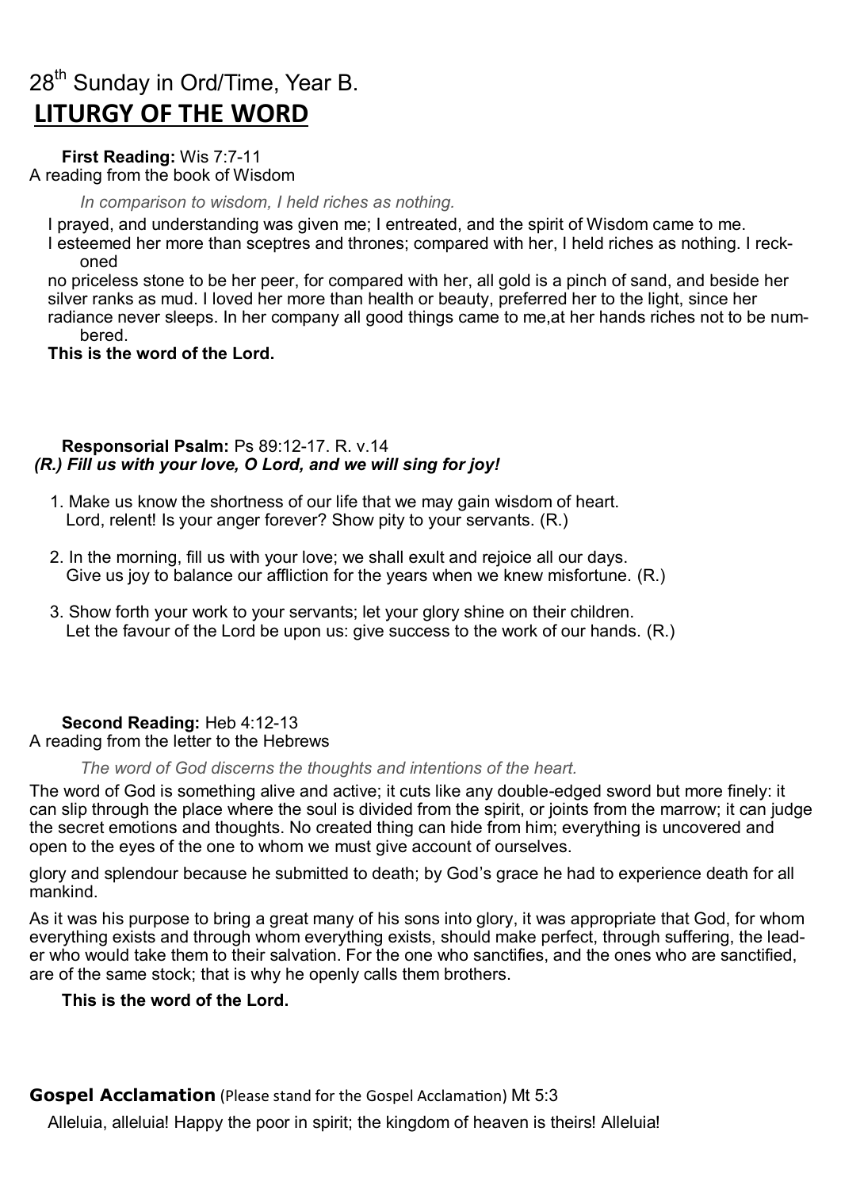28th Sunday in Ord/Time, Year B.

# LITURGY OF THE WORD

**First Reading:** Wis 7:7-11
A reading from the book of Wisdom

*In comparison to wisdom, I held riches as nothing.*

I prayed, and understanding was given me; I entreated, and the spirit of Wisdom came to me. I esteemed her more than sceptres and thrones; compared with her, I held riches as nothing. I reckoned no priceless stone to be her peer, for compared with her, all gold is a pinch of sand, and beside her silver ranks as mud. I loved her more than health or beauty, preferred her to the light, since her radiance never sleeps. In her company all good things came to me,at her hands riches not to be numbered.

**This is the word of the Lord.**

**Responsorial Psalm:** Ps 89:12-17. R. v.14

***(R.) Fill us with your love, O Lord, and we will sing for joy!***

1. Make us know the shortness of our life that we may gain wisdom of heart.
   Lord, relent! Is your anger forever? Show pity to your servants. (R.)
2. In the morning, fill us with your love; we shall exult and rejoice all our days.
   Give us joy to balance our affliction for the years when we knew misfortune. (R.)
3. Show forth your work to your servants; let your glory shine on their children.
   Let the favour of the Lord be upon us: give success to the work of our hands. (R.)

**Second Reading:** Heb 4:12-13
A reading from the letter to the Hebrews

*The word of God discerns the thoughts and intentions of the heart.*

The word of God is something alive and active; it cuts like any double-edged sword but more finely: it can slip through the place where the soul is divided from the spirit, or joints from the marrow; it can judge the secret emotions and thoughts. No created thing can hide from him; everything is uncovered and open to the eyes of the one to whom we must give account of ourselves.

glory and splendour because he submitted to death; by God's grace he had to experience death for all mankind.

As it was his purpose to bring a great many of his sons into glory, it was appropriate that God, for whom everything exists and through whom everything exists, should make perfect, through suffering, the leader who would take them to their salvation. For the one who sanctifies, and the ones who are sanctified, are of the same stock; that is why he openly calls them brothers.

**This is the word of the Lord.**

**Gospel Acclamation** (Please stand for the Gospel Acclamation) Mt 5:3

Alleluia, alleluia! Happy the poor in spirit; the kingdom of heaven is theirs! Alleluia!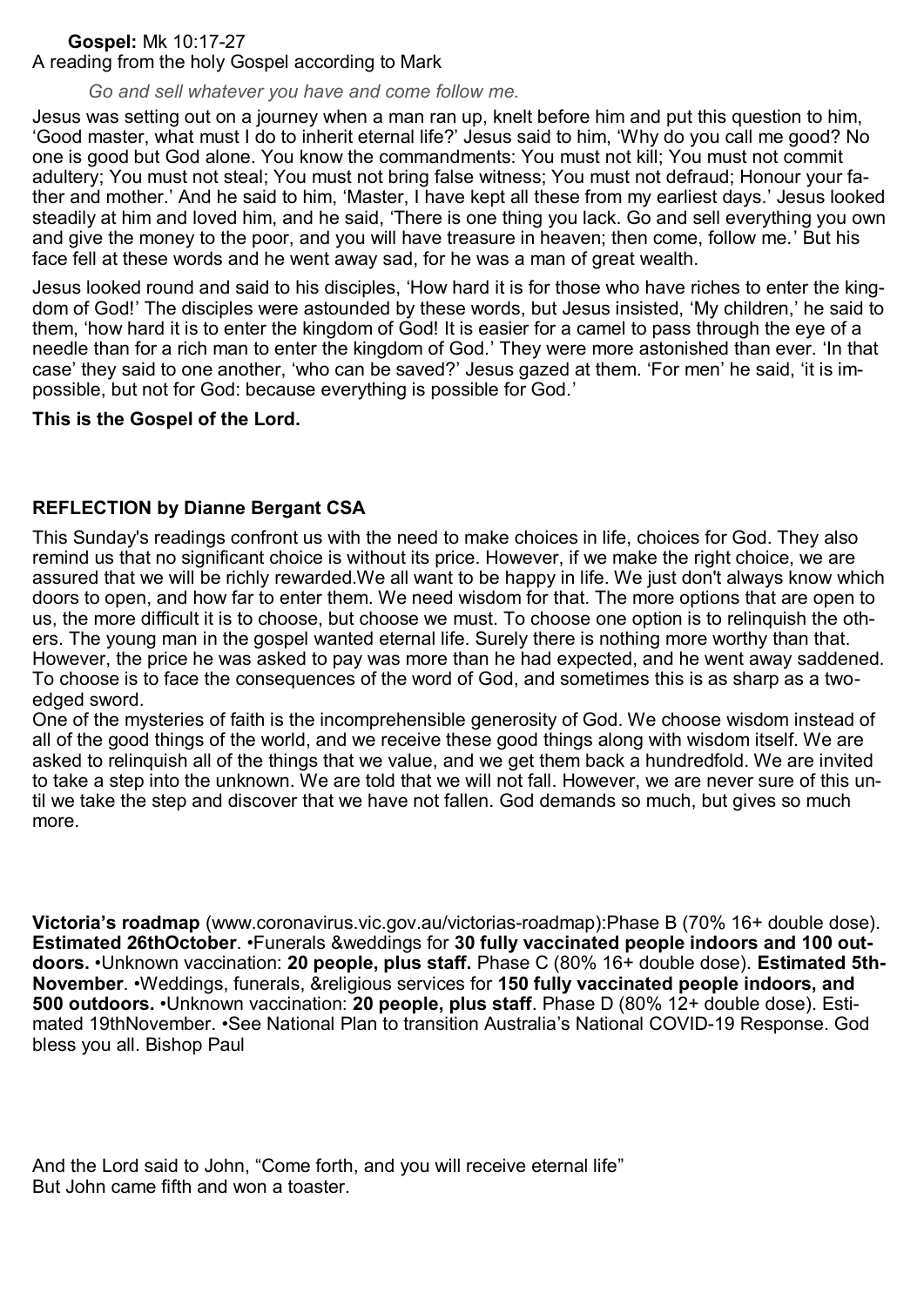**Gospel:** Mk 10:17-27
A reading from the holy Gospel according to Mark

*Go and sell whatever you have and come follow me.*

Jesus was setting out on a journey when a man ran up, knelt before him and put this question to him, 'Good master, what must I do to inherit eternal life?' Jesus said to him, 'Why do you call me good? No one is good but God alone. You know the commandments: You must not kill; You must not commit adultery; You must not steal; You must not bring false witness; You must not defraud; Honour your father and mother.' And he said to him, 'Master, I have kept all these from my earliest days.' Jesus looked steadily at him and loved him, and he said, 'There is one thing you lack. Go and sell everything you own and give the money to the poor, and you will have treasure in heaven; then come, follow me.' But his face fell at these words and he went away sad, for he was a man of great wealth.

Jesus looked round and said to his disciples, 'How hard it is for those who have riches to enter the kingdom of God!' The disciples were astounded by these words, but Jesus insisted, 'My children,' he said to them, 'how hard it is to enter the kingdom of God! It is easier for a camel to pass through the eye of a needle than for a rich man to enter the kingdom of God.' They were more astonished than ever. 'In that case' they said to one another, 'who can be saved?' Jesus gazed at them. 'For men' he said, 'it is impossible, but not for God: because everything is possible for God.'

**This is the Gospel of the Lord.**

**REFLECTION by Dianne Bergant CSA**

This Sunday's readings confront us with the need to make choices in life, choices for God. They also remind us that no significant choice is without its price. However, if we make the right choice, we are assured that we will be richly rewarded.We all want to be happy in life. We just don't always know which doors to open, and how far to enter them. We need wisdom for that. The more options that are open to us, the more difficult it is to choose, but choose we must. To choose one option is to relinquish the others. The young man in the gospel wanted eternal life. Surely there is nothing more worthy than that. However, the price he was asked to pay was more than he had expected, and he went away saddened. To choose is to face the consequences of the word of God, and sometimes this is as sharp as a two-edged sword.
One of the mysteries of faith is the incomprehensible generosity of God. We choose wisdom instead of all of the good things of the world, and we receive these good things along with wisdom itself. We are asked to relinquish all of the things that we value, and we get them back a hundredfold. We are invited to take a step into the unknown. We are told that we will not fall. However, we are never sure of this until we take the step and discover that we have not fallen. God demands so much, but gives so much more.

**Victoria's roadmap** (www.coronavirus.vic.gov.au/victorias-roadmap):Phase B (70% 16+ double dose). **Estimated 26thOctober**. •Funerals &weddings for **30 fully vaccinated people indoors and 100 outdoors.** •Unknown vaccination: **20 people, plus staff.** Phase C (80% 16+ double dose). **Estimated 5thNovember**. •Weddings, funerals, &religious services for **150 fully vaccinated people indoors, and 500 outdoors.** •Unknown vaccination: **20 people, plus staff**. Phase D (80% 12+ double dose). Estimated 19thNovember. •See National Plan to transition Australia's National COVID-19 Response. God bless you all. Bishop Paul

And the Lord said to John, "Come forth, and you will receive eternal life"
But John came fifth and won a toaster.